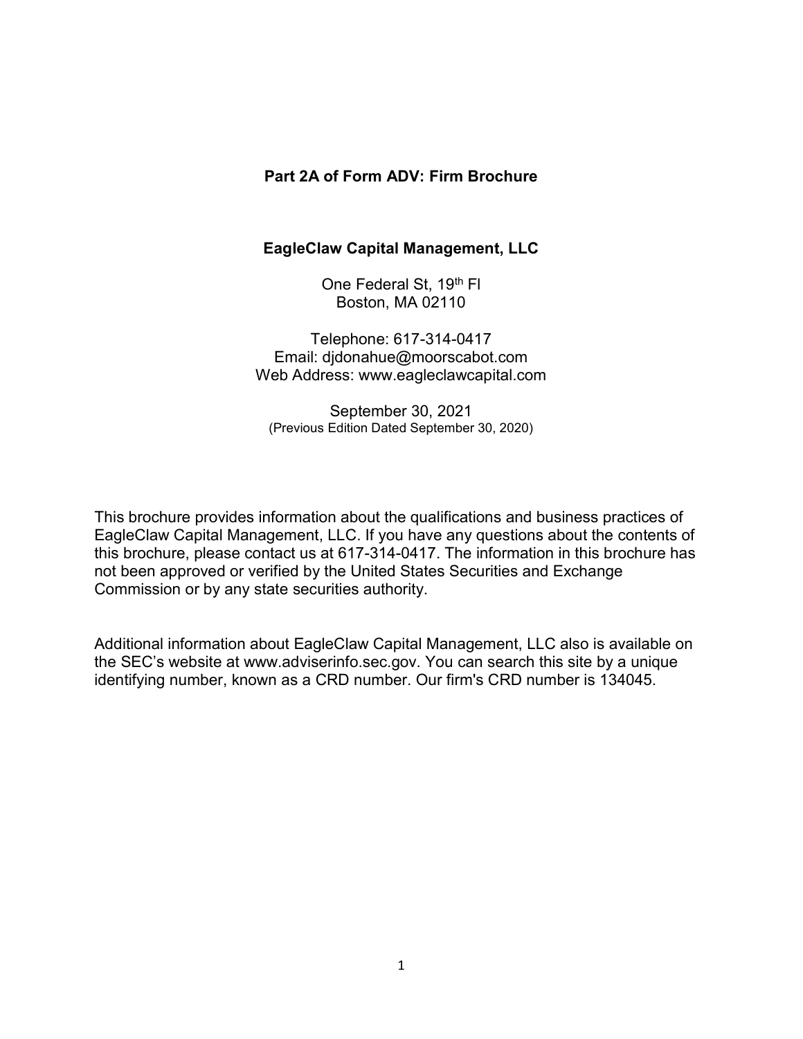# Part 2A of Form ADV: Firm Brochure

## EagleClaw Capital Management, LLC

One Federal St, 19th Fl
Boston, MA 02110

Telephone: 617-314-0417
Email: djdonahue@moorscabot.com
Web Address: www.eagleclawcapital.com

September 30, 2021
(Previous Edition Dated September 30, 2020)

This brochure provides information about the qualifications and business practices of EagleClaw Capital Management, LLC. If you have any questions about the contents of this brochure, please contact us at 617-314-0417. The information in this brochure has not been approved or verified by the United States Securities and Exchange Commission or by any state securities authority.

Additional information about EagleClaw Capital Management, LLC also is available on the SEC's website at www.adviserinfo.sec.gov. You can search this site by a unique identifying number, known as a CRD number. Our firm's CRD number is 134045.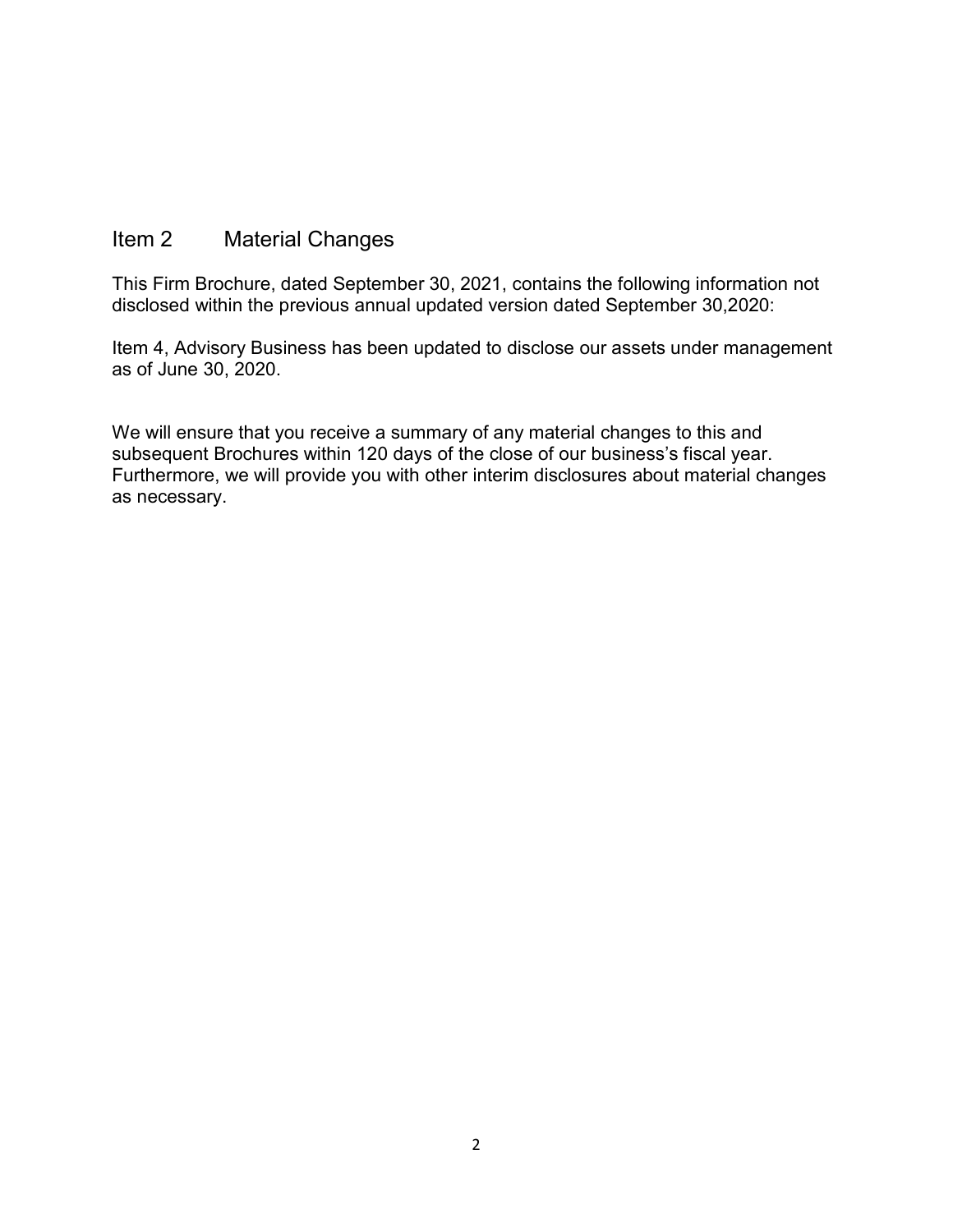## Item 2 Material Changes

This Firm Brochure, dated September 30, 2021, contains the following information not disclosed within the previous annual updated version dated September 30,2020:

Item 4, Advisory Business has been updated to disclose our assets under management as of June 30, 2020.

We will ensure that you receive a summary of any material changes to this and subsequent Brochures within 120 days of the close of our business's fiscal year. Furthermore, we will provide you with other interim disclosures about material changes as necessary.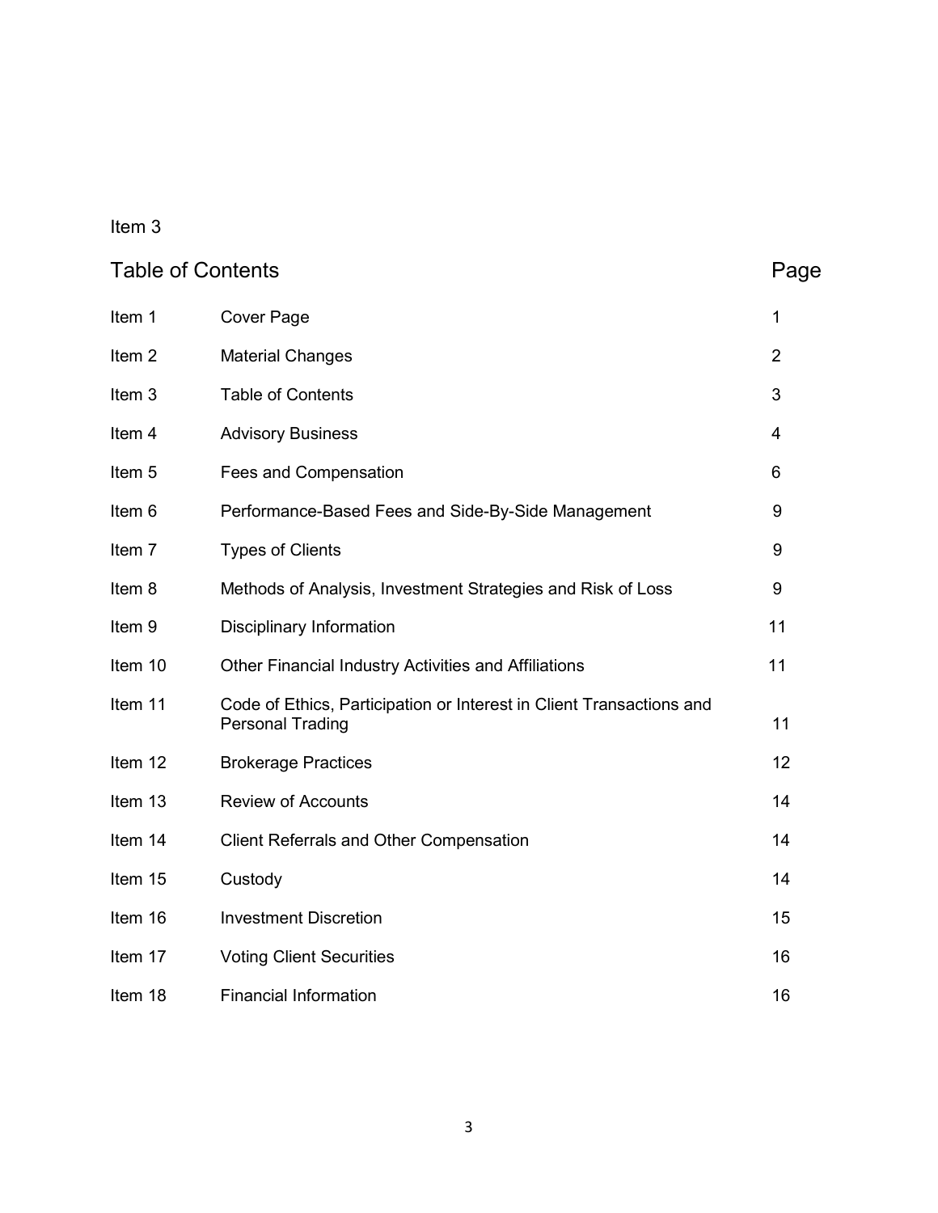Item 3

## Table of Contents

| | | Page |
|---|---|---|
| Item 1 | Cover Page | 1 |
| Item 2 | Material Changes | 2 |
| Item 3 | Table of Contents | 3 |
| Item 4 | Advisory Business | 4 |
| Item 5 | Fees and Compensation | 6 |
| Item 6 | Performance-Based Fees and Side-By-Side Management | 9 |
| Item 7 | Types of Clients | 9 |
| Item 8 | Methods of Analysis, Investment Strategies and Risk of Loss | 9 |
| Item 9 | Disciplinary Information | 11 |
| Item 10 | Other Financial Industry Activities and Affiliations | 11 |
| Item 11 | Code of Ethics, Participation or Interest in Client Transactions and Personal Trading | 11 |
| Item 12 | Brokerage Practices | 12 |
| Item 13 | Review of Accounts | 14 |
| Item 14 | Client Referrals and Other Compensation | 14 |
| Item 15 | Custody | 14 |
| Item 16 | Investment Discretion | 15 |
| Item 17 | Voting Client Securities | 16 |
| Item 18 | Financial Information | 16 |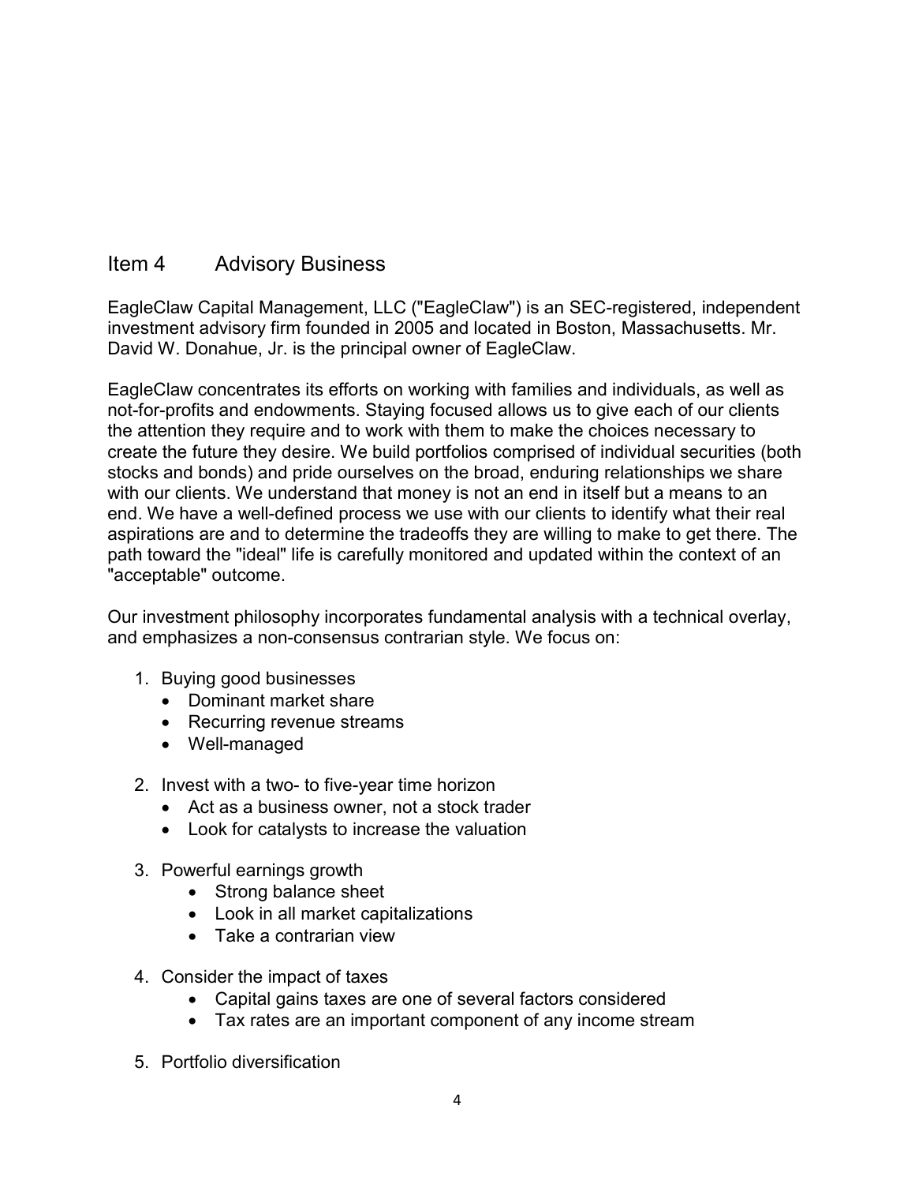## Item 4 Advisory Business

EagleClaw Capital Management, LLC ("EagleClaw") is an SEC-registered, independent investment advisory firm founded in 2005 and located in Boston, Massachusetts. Mr. David W. Donahue, Jr. is the principal owner of EagleClaw.

EagleClaw concentrates its efforts on working with families and individuals, as well as not-for-profits and endowments. Staying focused allows us to give each of our clients the attention they require and to work with them to make the choices necessary to create the future they desire. We build portfolios comprised of individual securities (both stocks and bonds) and pride ourselves on the broad, enduring relationships we share with our clients. We understand that money is not an end in itself but a means to an end. We have a well-defined process we use with our clients to identify what their real aspirations are and to determine the tradeoffs they are willing to make to get there. The path toward the "ideal" life is carefully monitored and updated within the context of an "acceptable" outcome.

Our investment philosophy incorporates fundamental analysis with a technical overlay, and emphasizes a non-consensus contrarian style. We focus on:

1. Buying good businesses
   - Dominant market share
   - Recurring revenue streams
   - Well-managed

2. Invest with a two- to five-year time horizon
   - Act as a business owner, not a stock trader
   - Look for catalysts to increase the valuation

3. Powerful earnings growth
   - Strong balance sheet
   - Look in all market capitalizations
   - Take a contrarian view

4. Consider the impact of taxes
   - Capital gains taxes are one of several factors considered
   - Tax rates are an important component of any income stream

5. Portfolio diversification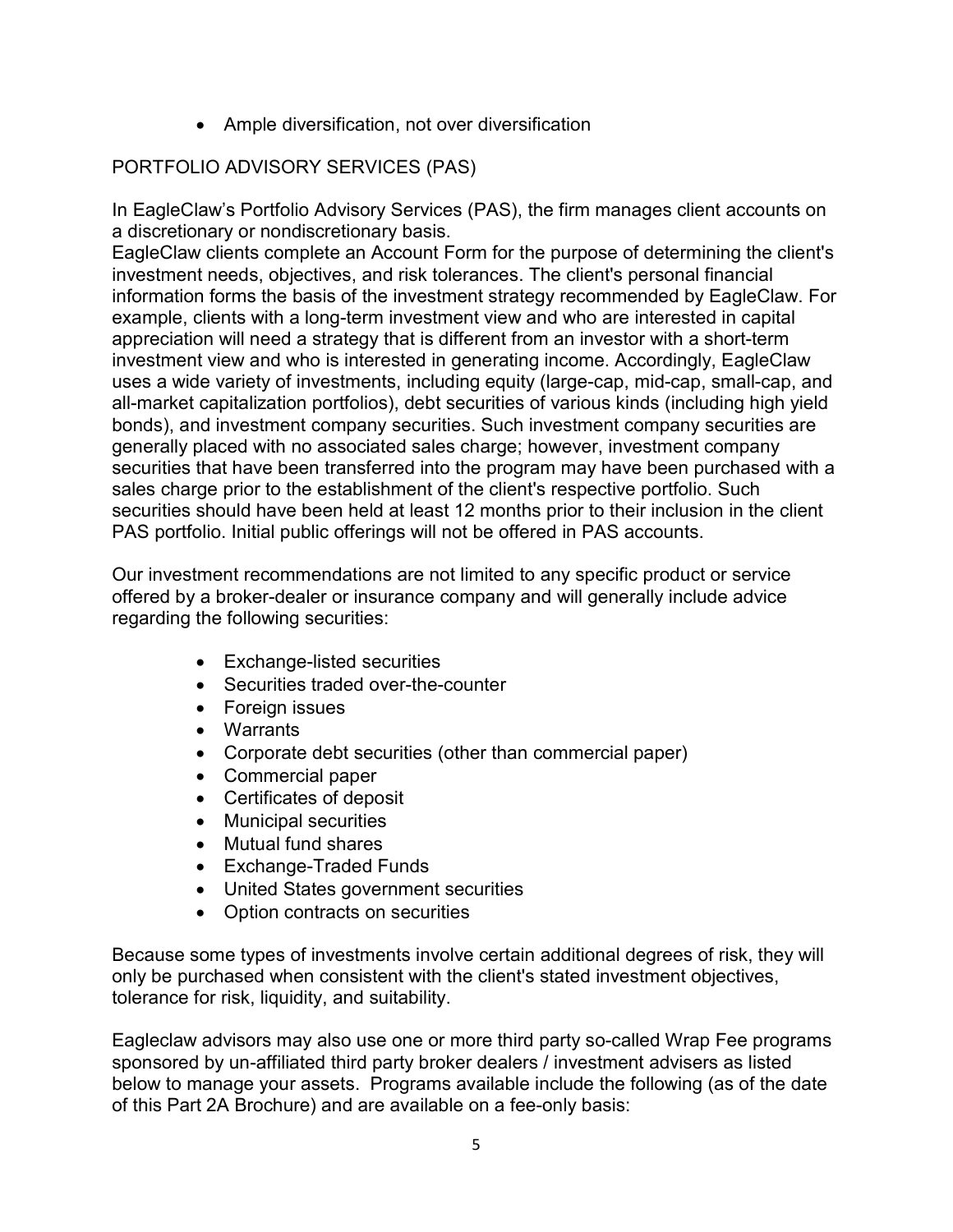- Ample diversification, not over diversification

## PORTFOLIO ADVISORY SERVICES (PAS)

In EagleClaw's Portfolio Advisory Services (PAS), the firm manages client accounts on a discretionary or nondiscretionary basis.
EagleClaw clients complete an Account Form for the purpose of determining the client's investment needs, objectives, and risk tolerances. The client's personal financial information forms the basis of the investment strategy recommended by EagleClaw. For example, clients with a long-term investment view and who are interested in capital appreciation will need a strategy that is different from an investor with a short-term investment view and who is interested in generating income. Accordingly, EagleClaw uses a wide variety of investments, including equity (large-cap, mid-cap, small-cap, and all-market capitalization portfolios), debt securities of various kinds (including high yield bonds), and investment company securities. Such investment company securities are generally placed with no associated sales charge; however, investment company securities that have been transferred into the program may have been purchased with a sales charge prior to the establishment of the client's respective portfolio. Such securities should have been held at least 12 months prior to their inclusion in the client PAS portfolio. Initial public offerings will not be offered in PAS accounts.

Our investment recommendations are not limited to any specific product or service offered by a broker-dealer or insurance company and will generally include advice regarding the following securities:

- Exchange-listed securities
- Securities traded over-the-counter
- Foreign issues
- Warrants
- Corporate debt securities (other than commercial paper)
- Commercial paper
- Certificates of deposit
- Municipal securities
- Mutual fund shares
- Exchange-Traded Funds
- United States government securities
- Option contracts on securities

Because some types of investments involve certain additional degrees of risk, they will only be purchased when consistent with the client's stated investment objectives, tolerance for risk, liquidity, and suitability.

Eagleclaw advisors may also use one or more third party so-called Wrap Fee programs sponsored by un-affiliated third party broker dealers / investment advisers as listed below to manage your assets. Programs available include the following (as of the date of this Part 2A Brochure) and are available on a fee-only basis: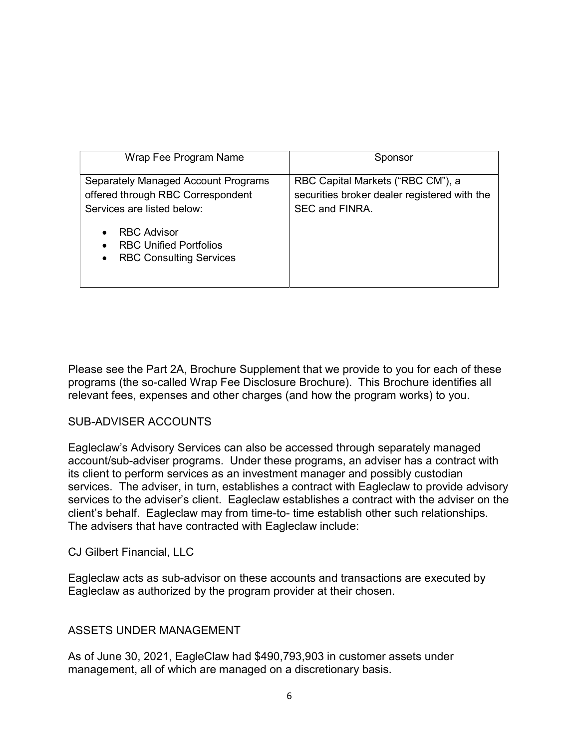| Wrap Fee Program Name | Sponsor |
| --- | --- |
| Separately Managed Account Programs offered through RBC Correspondent Services are listed below:<br>• RBC Advisor<br>• RBC Unified Portfolios<br>• RBC Consulting Services | RBC Capital Markets ("RBC CM"), a securities broker dealer registered with the SEC and FINRA. |

Please see the Part 2A, Brochure Supplement that we provide to you for each of these programs (the so-called Wrap Fee Disclosure Brochure). This Brochure identifies all relevant fees, expenses and other charges (and how the program works) to you.

SUB-ADVISER ACCOUNTS

Eagleclaw's Advisory Services can also be accessed through separately managed account/sub-adviser programs. Under these programs, an adviser has a contract with its client to perform services as an investment manager and possibly custodian services. The adviser, in turn, establishes a contract with Eagleclaw to provide advisory services to the adviser's client. Eagleclaw establishes a contract with the adviser on the client's behalf. Eagleclaw may from time-to- time establish other such relationships. The advisers that have contracted with Eagleclaw include:

CJ Gilbert Financial, LLC

Eagleclaw acts as sub-advisor on these accounts and transactions are executed by Eagleclaw as authorized by the program provider at their chosen.

ASSETS UNDER MANAGEMENT

As of June 30, 2021, EagleClaw had $490,793,903 in customer assets under management, all of which are managed on a discretionary basis.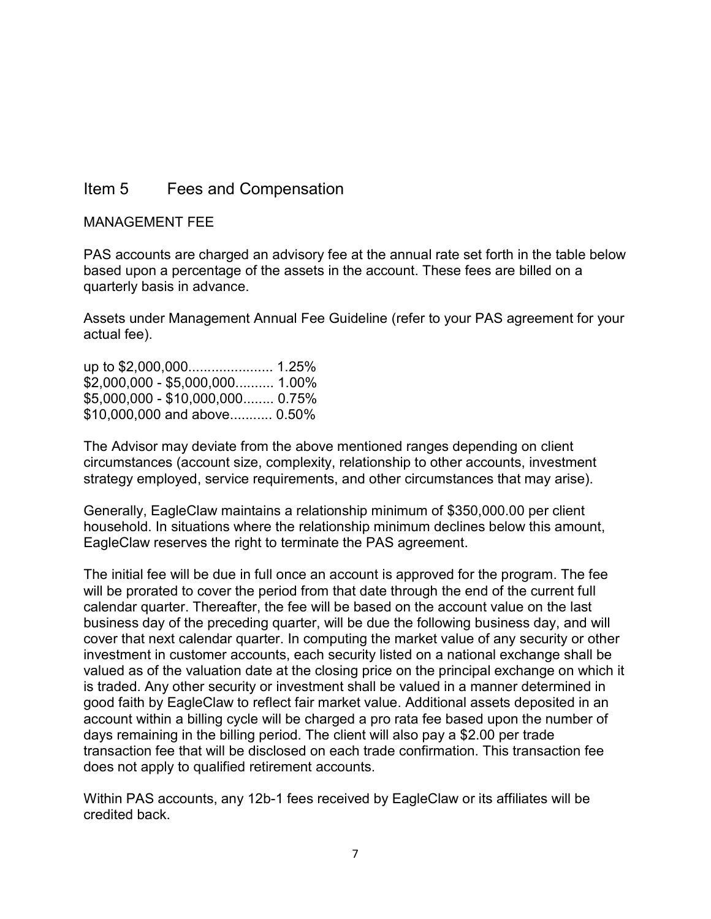## Item 5 Fees and Compensation

MANAGEMENT FEE

PAS accounts are charged an advisory fee at the annual rate set forth in the table below based upon a percentage of the assets in the account. These fees are billed on a quarterly basis in advance.

Assets under Management Annual Fee Guideline (refer to your PAS agreement for your actual fee).

up to $2,000,000...................... 1.25%
$2,000,000 - $5,000,000.......... 1.00%
$5,000,000 - $10,000,000........ 0.75%
$10,000,000 and above........... 0.50%

The Advisor may deviate from the above mentioned ranges depending on client circumstances (account size, complexity, relationship to other accounts, investment strategy employed, service requirements, and other circumstances that may arise).

Generally, EagleClaw maintains a relationship minimum of $350,000.00 per client household. In situations where the relationship minimum declines below this amount, EagleClaw reserves the right to terminate the PAS agreement.

The initial fee will be due in full once an account is approved for the program. The fee will be prorated to cover the period from that date through the end of the current full calendar quarter. Thereafter, the fee will be based on the account value on the last business day of the preceding quarter, will be due the following business day, and will cover that next calendar quarter. In computing the market value of any security or other investment in customer accounts, each security listed on a national exchange shall be valued as of the valuation date at the closing price on the principal exchange on which it is traded. Any other security or investment shall be valued in a manner determined in good faith by EagleClaw to reflect fair market value. Additional assets deposited in an account within a billing cycle will be charged a pro rata fee based upon the number of days remaining in the billing period. The client will also pay a $2.00 per trade transaction fee that will be disclosed on each trade confirmation. This transaction fee does not apply to qualified retirement accounts.

Within PAS accounts, any 12b-1 fees received by EagleClaw or its affiliates will be credited back.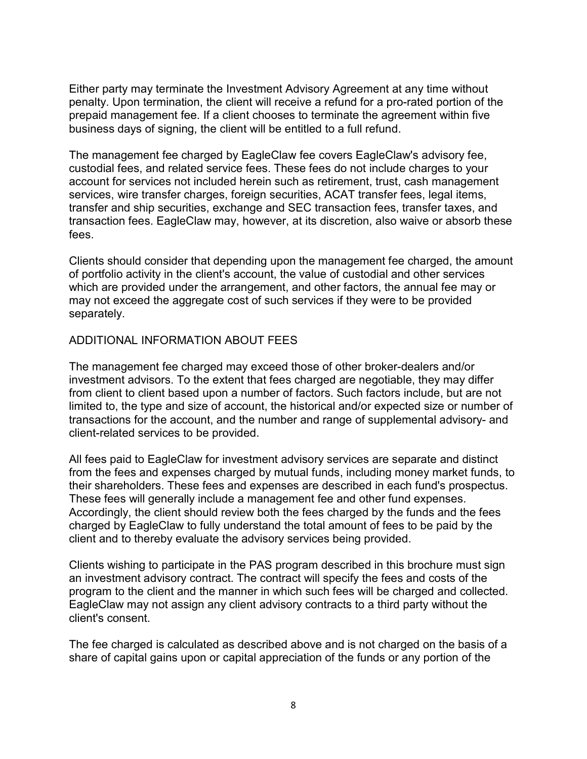Either party may terminate the Investment Advisory Agreement at any time without penalty. Upon termination, the client will receive a refund for a pro-rated portion of the prepaid management fee. If a client chooses to terminate the agreement within five business days of signing, the client will be entitled to a full refund.

The management fee charged by EagleClaw fee covers EagleClaw's advisory fee, custodial fees, and related service fees. These fees do not include charges to your account for services not included herein such as retirement, trust, cash management services, wire transfer charges, foreign securities, ACAT transfer fees, legal items, transfer and ship securities, exchange and SEC transaction fees, transfer taxes, and transaction fees. EagleClaw may, however, at its discretion, also waive or absorb these fees.

Clients should consider that depending upon the management fee charged, the amount of portfolio activity in the client's account, the value of custodial and other services which are provided under the arrangement, and other factors, the annual fee may or may not exceed the aggregate cost of such services if they were to be provided separately.

## ADDITIONAL INFORMATION ABOUT FEES

The management fee charged may exceed those of other broker-dealers and/or investment advisors. To the extent that fees charged are negotiable, they may differ from client to client based upon a number of factors. Such factors include, but are not limited to, the type and size of account, the historical and/or expected size or number of transactions for the account, and the number and range of supplemental advisory- and client-related services to be provided.

All fees paid to EagleClaw for investment advisory services are separate and distinct from the fees and expenses charged by mutual funds, including money market funds, to their shareholders. These fees and expenses are described in each fund's prospectus. These fees will generally include a management fee and other fund expenses. Accordingly, the client should review both the fees charged by the funds and the fees charged by EagleClaw to fully understand the total amount of fees to be paid by the client and to thereby evaluate the advisory services being provided.

Clients wishing to participate in the PAS program described in this brochure must sign an investment advisory contract. The contract will specify the fees and costs of the program to the client and the manner in which such fees will be charged and collected. EagleClaw may not assign any client advisory contracts to a third party without the client's consent.

The fee charged is calculated as described above and is not charged on the basis of a share of capital gains upon or capital appreciation of the funds or any portion of the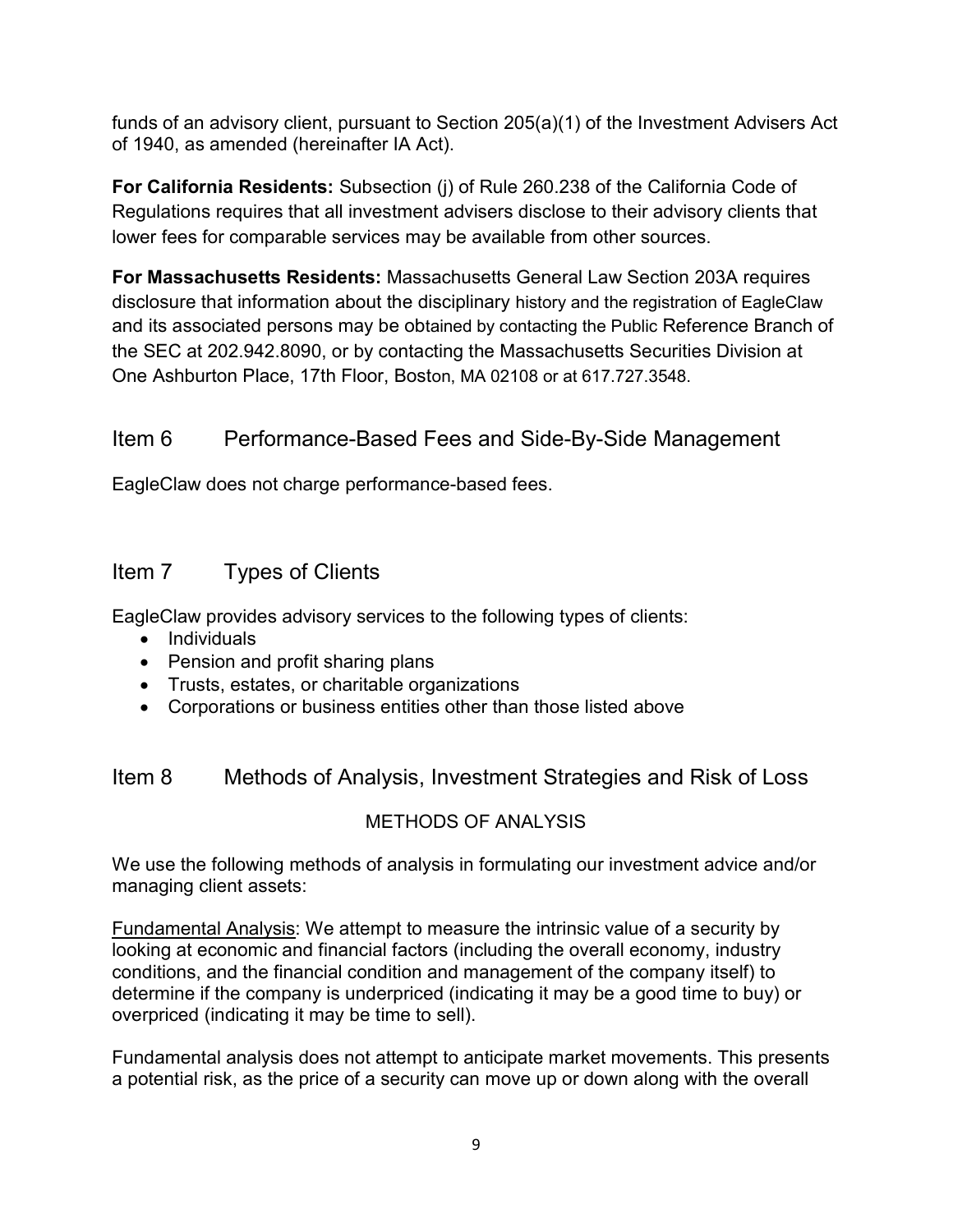funds of an advisory client, pursuant to Section 205(a)(1) of the Investment Advisers Act of 1940, as amended (hereinafter IA Act).

**For California Residents:** Subsection (j) of Rule 260.238 of the California Code of Regulations requires that all investment advisers disclose to their advisory clients that lower fees for comparable services may be available from other sources.

**For Massachusetts Residents:** Massachusetts General Law Section 203A requires disclosure that information about the disciplinary history and the registration of EagleClaw and its associated persons may be obtained by contacting the Public Reference Branch of the SEC at 202.942.8090, or by contacting the Massachusetts Securities Division at One Ashburton Place, 17th Floor, Boston, MA 02108 or at 617.727.3548.

## Item 6 Performance-Based Fees and Side-By-Side Management

EagleClaw does not charge performance-based fees.

## Item 7 Types of Clients

EagleClaw provides advisory services to the following types of clients:

- Individuals
- Pension and profit sharing plans
- Trusts, estates, or charitable organizations
- Corporations or business entities other than those listed above

## Item 8 Methods of Analysis, Investment Strategies and Risk of Loss

### METHODS OF ANALYSIS

We use the following methods of analysis in formulating our investment advice and/or managing client assets:

Fundamental Analysis: We attempt to measure the intrinsic value of a security by looking at economic and financial factors (including the overall economy, industry conditions, and the financial condition and management of the company itself) to determine if the company is underpriced (indicating it may be a good time to buy) or overpriced (indicating it may be time to sell).

Fundamental analysis does not attempt to anticipate market movements. This presents a potential risk, as the price of a security can move up or down along with the overall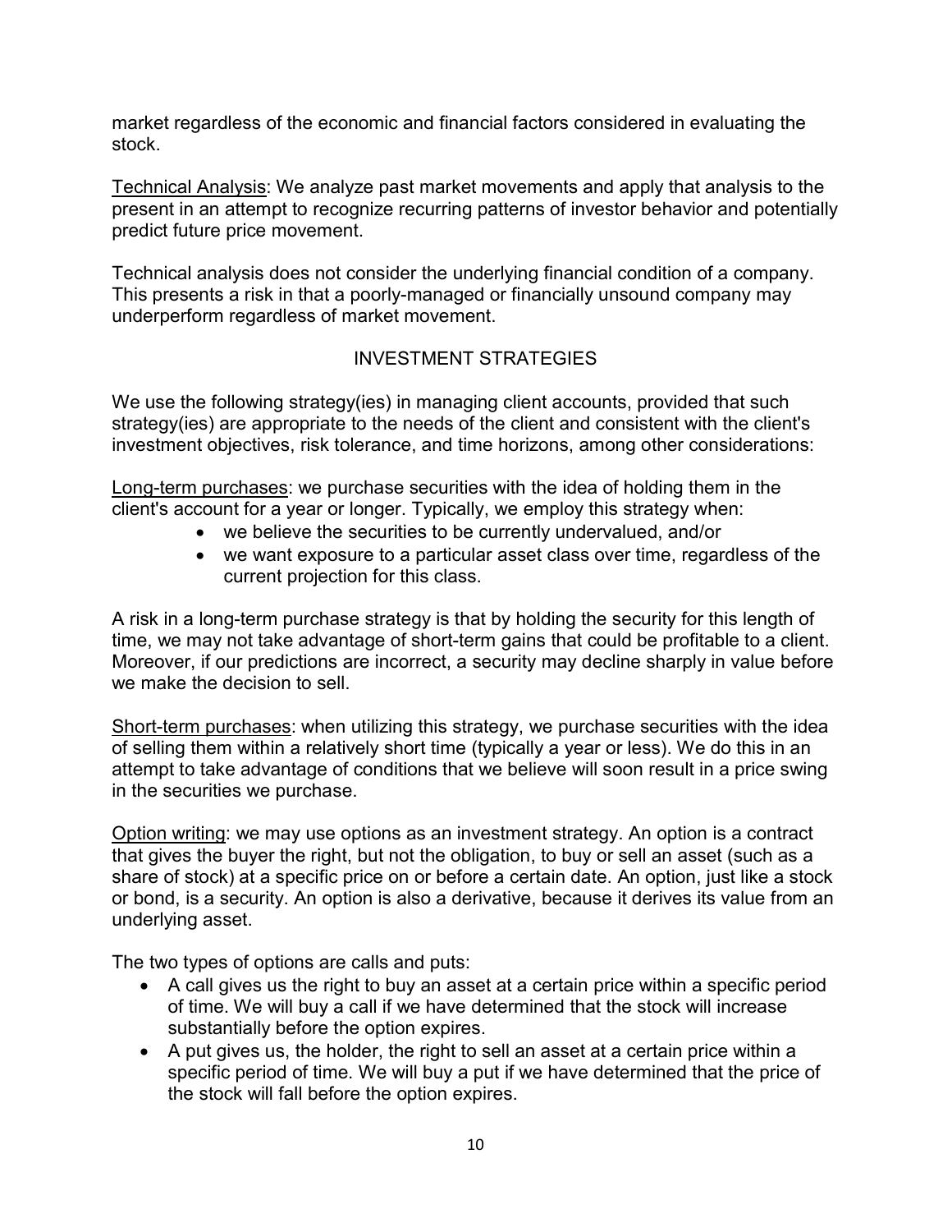market regardless of the economic and financial factors considered in evaluating the stock.

Technical Analysis: We analyze past market movements and apply that analysis to the present in an attempt to recognize recurring patterns of investor behavior and potentially predict future price movement.

Technical analysis does not consider the underlying financial condition of a company. This presents a risk in that a poorly-managed or financially unsound company may underperform regardless of market movement.

## INVESTMENT STRATEGIES

We use the following strategy(ies) in managing client accounts, provided that such strategy(ies) are appropriate to the needs of the client and consistent with the client's investment objectives, risk tolerance, and time horizons, among other considerations:

Long-term purchases: we purchase securities with the idea of holding them in the client's account for a year or longer. Typically, we employ this strategy when:

- we believe the securities to be currently undervalued, and/or
- we want exposure to a particular asset class over time, regardless of the current projection for this class.

A risk in a long-term purchase strategy is that by holding the security for this length of time, we may not take advantage of short-term gains that could be profitable to a client. Moreover, if our predictions are incorrect, a security may decline sharply in value before we make the decision to sell.

Short-term purchases: when utilizing this strategy, we purchase securities with the idea of selling them within a relatively short time (typically a year or less). We do this in an attempt to take advantage of conditions that we believe will soon result in a price swing in the securities we purchase.

Option writing: we may use options as an investment strategy. An option is a contract that gives the buyer the right, but not the obligation, to buy or sell an asset (such as a share of stock) at a specific price on or before a certain date. An option, just like a stock or bond, is a security. An option is also a derivative, because it derives its value from an underlying asset.

The two types of options are calls and puts:

- A call gives us the right to buy an asset at a certain price within a specific period of time. We will buy a call if we have determined that the stock will increase substantially before the option expires.
- A put gives us, the holder, the right to sell an asset at a certain price within a specific period of time. We will buy a put if we have determined that the price of the stock will fall before the option expires.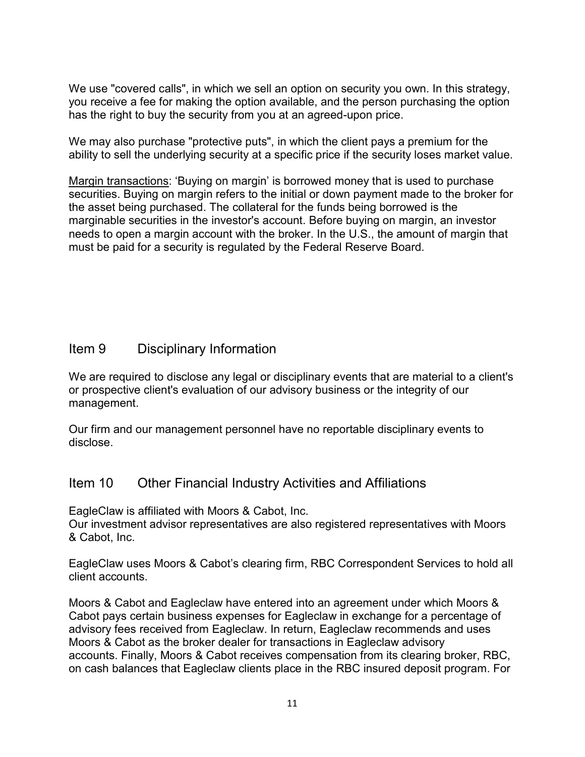We use "covered calls", in which we sell an option on security you own. In this strategy, you receive a fee for making the option available, and the person purchasing the option has the right to buy the security from you at an agreed-upon price.

We may also purchase "protective puts", in which the client pays a premium for the ability to sell the underlying security at a specific price if the security loses market value.

Margin transactions: 'Buying on margin' is borrowed money that is used to purchase securities. Buying on margin refers to the initial or down payment made to the broker for the asset being purchased. The collateral for the funds being borrowed is the marginable securities in the investor's account. Before buying on margin, an investor needs to open a margin account with the broker. In the U.S., the amount of margin that must be paid for a security is regulated by the Federal Reserve Board.

## Item 9 Disciplinary Information

We are required to disclose any legal or disciplinary events that are material to a client's or prospective client's evaluation of our advisory business or the integrity of our management.

Our firm and our management personnel have no reportable disciplinary events to disclose.

## Item 10 Other Financial Industry Activities and Affiliations

EagleClaw is affiliated with Moors & Cabot, Inc.
Our investment advisor representatives are also registered representatives with Moors & Cabot, Inc.

EagleClaw uses Moors & Cabot's clearing firm, RBC Correspondent Services to hold all client accounts.

Moors & Cabot and Eagleclaw have entered into an agreement under which Moors & Cabot pays certain business expenses for Eagleclaw in exchange for a percentage of advisory fees received from Eagleclaw. In return, Eagleclaw recommends and uses Moors & Cabot as the broker dealer for transactions in Eagleclaw advisory accounts. Finally, Moors & Cabot receives compensation from its clearing broker, RBC, on cash balances that Eagleclaw clients place in the RBC insured deposit program. For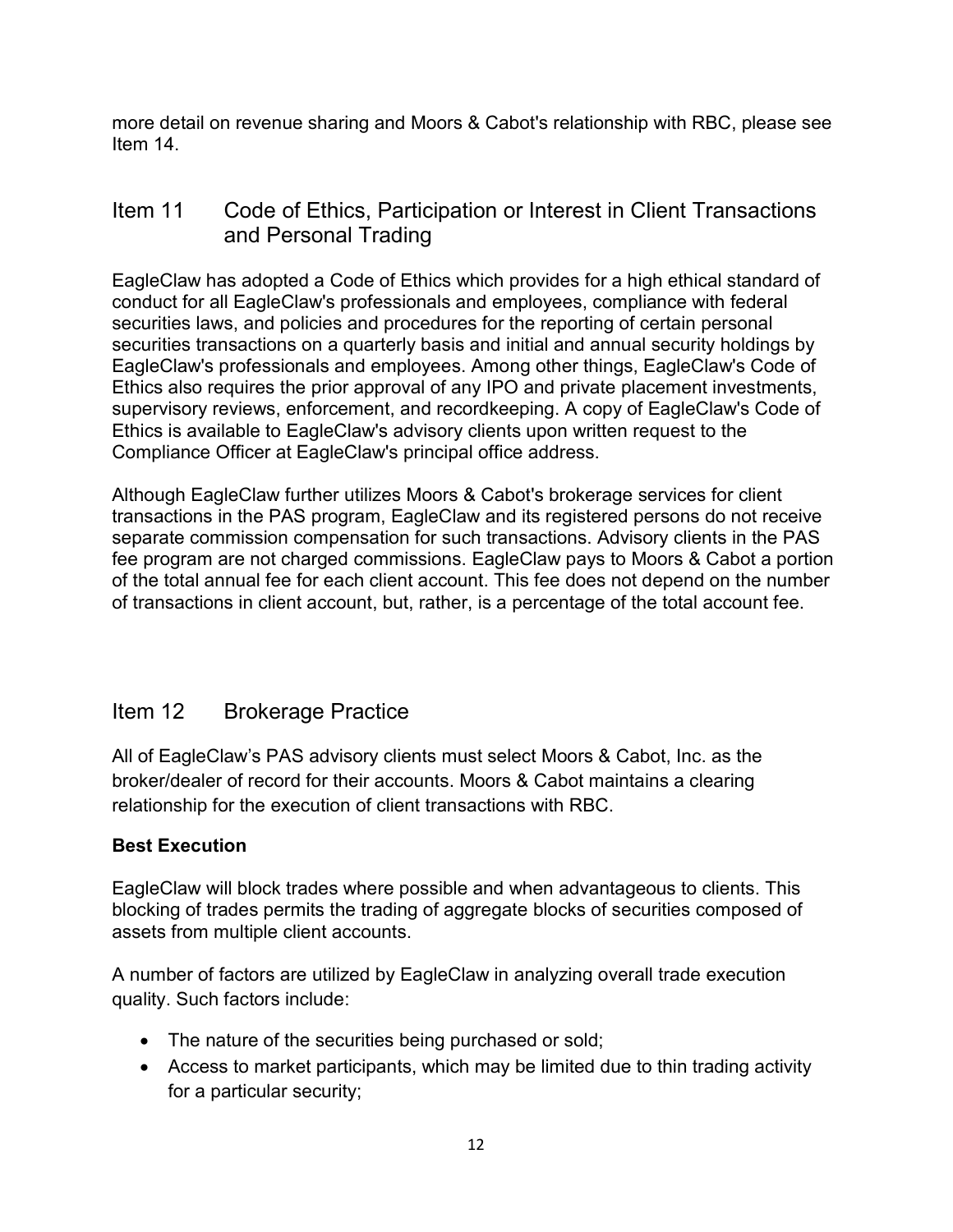more detail on revenue sharing and Moors & Cabot's relationship with RBC, please see Item 14.

## Item 11 Code of Ethics, Participation or Interest in Client Transactions and Personal Trading

EagleClaw has adopted a Code of Ethics which provides for a high ethical standard of conduct for all EagleClaw's professionals and employees, compliance with federal securities laws, and policies and procedures for the reporting of certain personal securities transactions on a quarterly basis and initial and annual security holdings by EagleClaw's professionals and employees. Among other things, EagleClaw's Code of Ethics also requires the prior approval of any IPO and private placement investments, supervisory reviews, enforcement, and recordkeeping. A copy of EagleClaw's Code of Ethics is available to EagleClaw's advisory clients upon written request to the Compliance Officer at EagleClaw's principal office address.

Although EagleClaw further utilizes Moors & Cabot's brokerage services for client transactions in the PAS program, EagleClaw and its registered persons do not receive separate commission compensation for such transactions. Advisory clients in the PAS fee program are not charged commissions. EagleClaw pays to Moors & Cabot a portion of the total annual fee for each client account. This fee does not depend on the number of transactions in client account, but, rather, is a percentage of the total account fee.

## Item 12 Brokerage Practice

All of EagleClaw's PAS advisory clients must select Moors & Cabot, Inc. as the broker/dealer of record for their accounts. Moors & Cabot maintains a clearing relationship for the execution of client transactions with RBC.

**Best Execution**

EagleClaw will block trades where possible and when advantageous to clients. This blocking of trades permits the trading of aggregate blocks of securities composed of assets from multiple client accounts.

A number of factors are utilized by EagleClaw in analyzing overall trade execution quality. Such factors include:

- The nature of the securities being purchased or sold;
- Access to market participants, which may be limited due to thin trading activity for a particular security;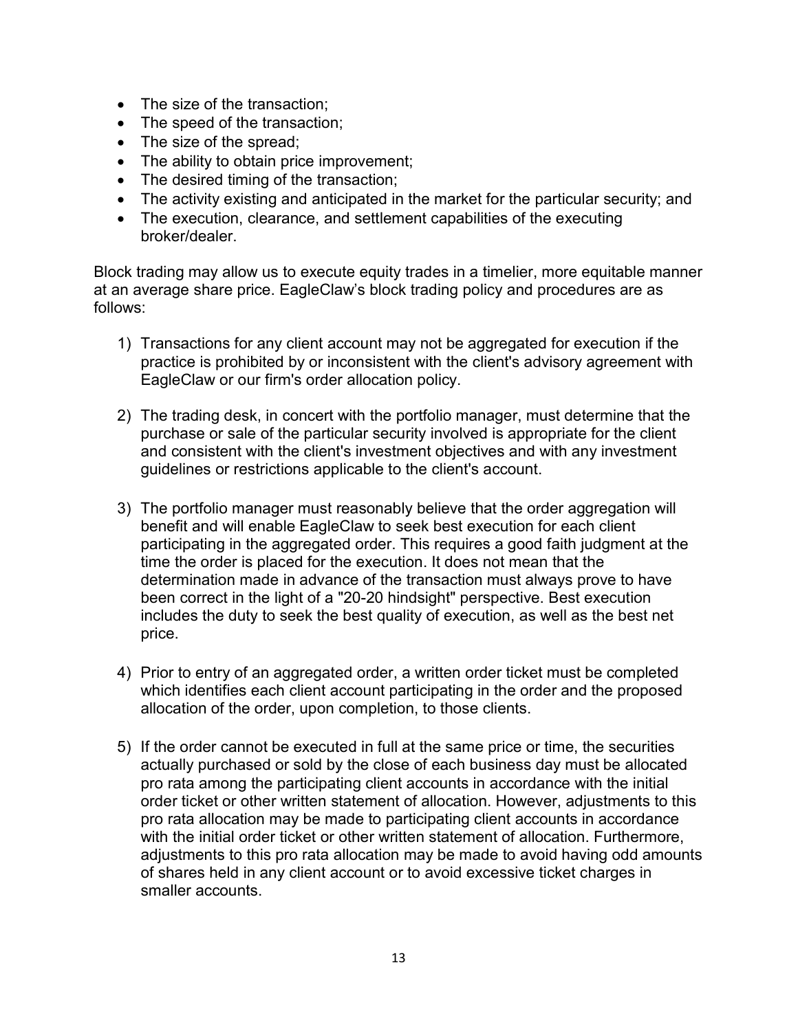- The size of the transaction;
- The speed of the transaction;
- The size of the spread;
- The ability to obtain price improvement;
- The desired timing of the transaction;
- The activity existing and anticipated in the market for the particular security; and
- The execution, clearance, and settlement capabilities of the executing broker/dealer.

Block trading may allow us to execute equity trades in a timelier, more equitable manner at an average share price. EagleClaw's block trading policy and procedures are as follows:

1) Transactions for any client account may not be aggregated for execution if the practice is prohibited by or inconsistent with the client's advisory agreement with EagleClaw or our firm's order allocation policy.

2) The trading desk, in concert with the portfolio manager, must determine that the purchase or sale of the particular security involved is appropriate for the client and consistent with the client's investment objectives and with any investment guidelines or restrictions applicable to the client's account.

3) The portfolio manager must reasonably believe that the order aggregation will benefit and will enable EagleClaw to seek best execution for each client participating in the aggregated order. This requires a good faith judgment at the time the order is placed for the execution. It does not mean that the determination made in advance of the transaction must always prove to have been correct in the light of a "20-20 hindsight" perspective. Best execution includes the duty to seek the best quality of execution, as well as the best net price.

4) Prior to entry of an aggregated order, a written order ticket must be completed which identifies each client account participating in the order and the proposed allocation of the order, upon completion, to those clients.

5) If the order cannot be executed in full at the same price or time, the securities actually purchased or sold by the close of each business day must be allocated pro rata among the participating client accounts in accordance with the initial order ticket or other written statement of allocation. However, adjustments to this pro rata allocation may be made to participating client accounts in accordance with the initial order ticket or other written statement of allocation. Furthermore, adjustments to this pro rata allocation may be made to avoid having odd amounts of shares held in any client account or to avoid excessive ticket charges in smaller accounts.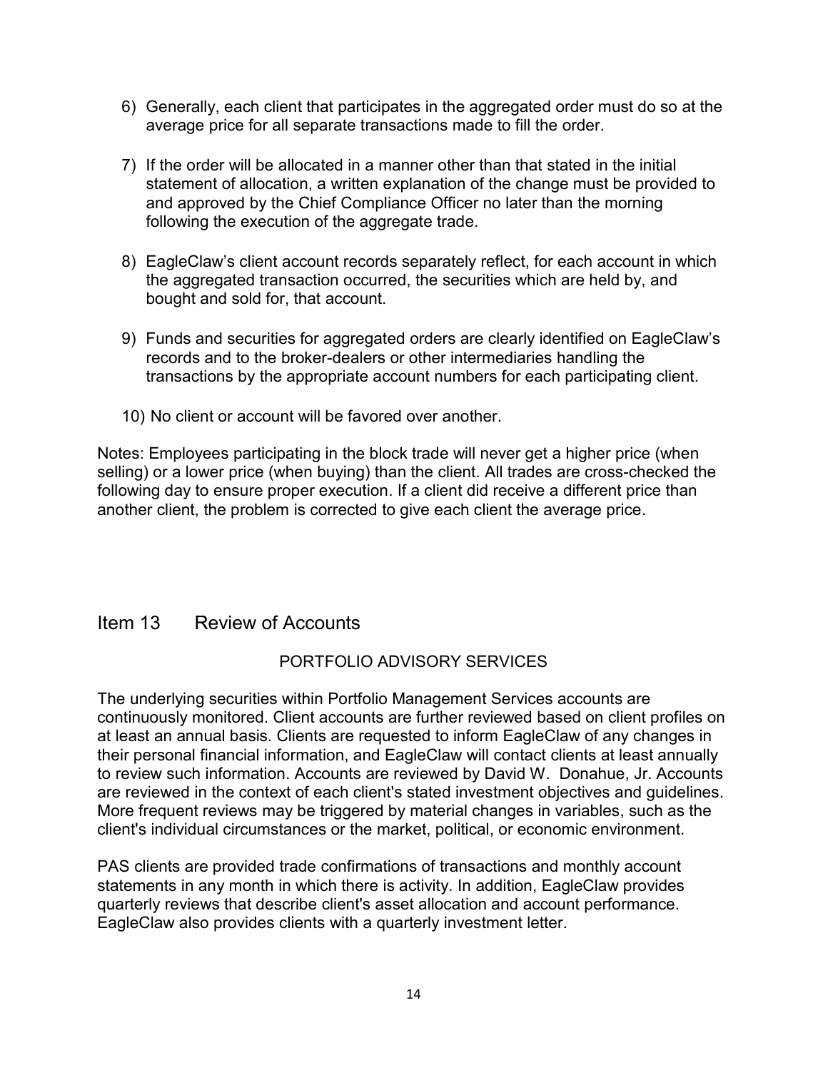6) Generally, each client that participates in the aggregated order must do so at the average price for all separate transactions made to fill the order.

7) If the order will be allocated in a manner other than that stated in the initial statement of allocation, a written explanation of the change must be provided to and approved by the Chief Compliance Officer no later than the morning following the execution of the aggregate trade.

8) EagleClaw's client account records separately reflect, for each account in which the aggregated transaction occurred, the securities which are held by, and bought and sold for, that account.

9) Funds and securities for aggregated orders are clearly identified on EagleClaw's records and to the broker-dealers or other intermediaries handling the transactions by the appropriate account numbers for each participating client.

10) No client or account will be favored over another.

Notes: Employees participating in the block trade will never get a higher price (when selling) or a lower price (when buying) than the client. All trades are cross-checked the following day to ensure proper execution. If a client did receive a different price than another client, the problem is corrected to give each client the average price.

## Item 13 Review of Accounts

### PORTFOLIO ADVISORY SERVICES

The underlying securities within Portfolio Management Services accounts are continuously monitored. Client accounts are further reviewed based on client profiles on at least an annual basis. Clients are requested to inform EagleClaw of any changes in their personal financial information, and EagleClaw will contact clients at least annually to review such information. Accounts are reviewed by David W. Donahue, Jr. Accounts are reviewed in the context of each client's stated investment objectives and guidelines. More frequent reviews may be triggered by material changes in variables, such as the client's individual circumstances or the market, political, or economic environment.

PAS clients are provided trade confirmations of transactions and monthly account statements in any month in which there is activity. In addition, EagleClaw provides quarterly reviews that describe client's asset allocation and account performance. EagleClaw also provides clients with a quarterly investment letter.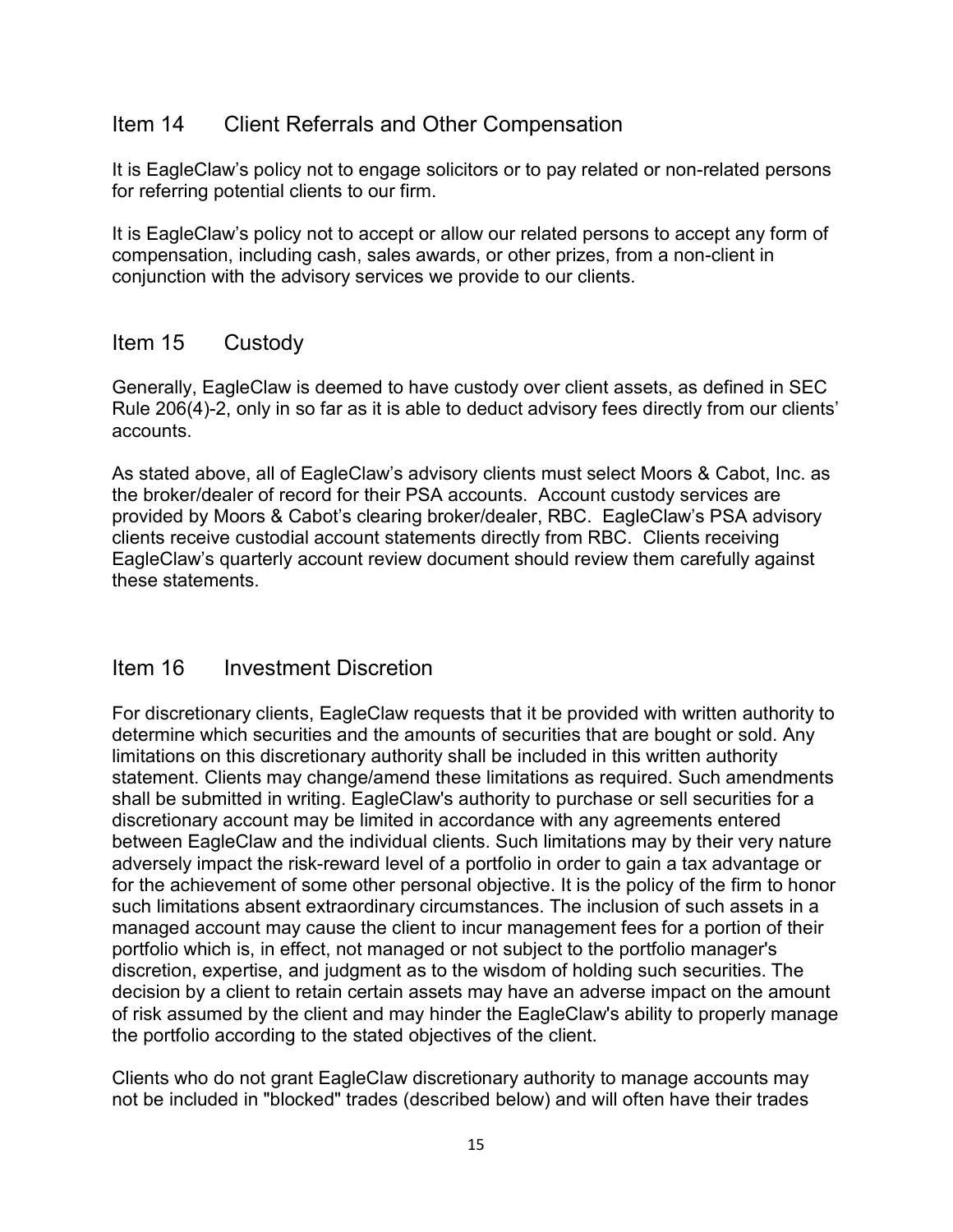## Item 14 Client Referrals and Other Compensation

It is EagleClaw's policy not to engage solicitors or to pay related or non-related persons for referring potential clients to our firm.

It is EagleClaw's policy not to accept or allow our related persons to accept any form of compensation, including cash, sales awards, or other prizes, from a non-client in conjunction with the advisory services we provide to our clients.

## Item 15 Custody

Generally, EagleClaw is deemed to have custody over client assets, as defined in SEC Rule 206(4)-2, only in so far as it is able to deduct advisory fees directly from our clients' accounts.

As stated above, all of EagleClaw's advisory clients must select Moors & Cabot, Inc. as the broker/dealer of record for their PSA accounts. Account custody services are provided by Moors & Cabot's clearing broker/dealer, RBC. EagleClaw's PSA advisory clients receive custodial account statements directly from RBC. Clients receiving EagleClaw's quarterly account review document should review them carefully against these statements.

## Item 16 Investment Discretion

For discretionary clients, EagleClaw requests that it be provided with written authority to determine which securities and the amounts of securities that are bought or sold. Any limitations on this discretionary authority shall be included in this written authority statement. Clients may change/amend these limitations as required. Such amendments shall be submitted in writing. EagleClaw's authority to purchase or sell securities for a discretionary account may be limited in accordance with any agreements entered between EagleClaw and the individual clients. Such limitations may by their very nature adversely impact the risk-reward level of a portfolio in order to gain a tax advantage or for the achievement of some other personal objective. It is the policy of the firm to honor such limitations absent extraordinary circumstances. The inclusion of such assets in a managed account may cause the client to incur management fees for a portion of their portfolio which is, in effect, not managed or not subject to the portfolio manager's discretion, expertise, and judgment as to the wisdom of holding such securities. The decision by a client to retain certain assets may have an adverse impact on the amount of risk assumed by the client and may hinder the EagleClaw's ability to properly manage the portfolio according to the stated objectives of the client.

Clients who do not grant EagleClaw discretionary authority to manage accounts may not be included in "blocked" trades (described below) and will often have their trades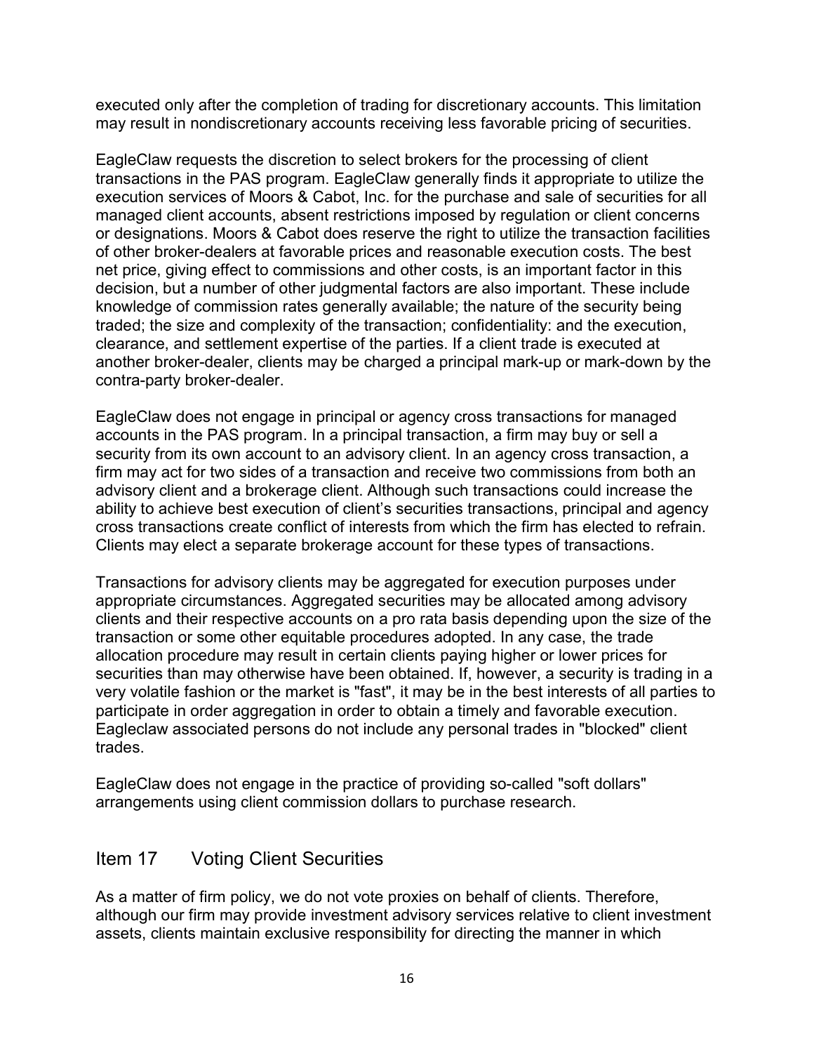executed only after the completion of trading for discretionary accounts. This limitation may result in nondiscretionary accounts receiving less favorable pricing of securities.

EagleClaw requests the discretion to select brokers for the processing of client transactions in the PAS program. EagleClaw generally finds it appropriate to utilize the execution services of Moors & Cabot, Inc. for the purchase and sale of securities for all managed client accounts, absent restrictions imposed by regulation or client concerns or designations. Moors & Cabot does reserve the right to utilize the transaction facilities of other broker-dealers at favorable prices and reasonable execution costs. The best net price, giving effect to commissions and other costs, is an important factor in this decision, but a number of other judgmental factors are also important. These include knowledge of commission rates generally available; the nature of the security being traded; the size and complexity of the transaction; confidentiality: and the execution, clearance, and settlement expertise of the parties. If a client trade is executed at another broker-dealer, clients may be charged a principal mark-up or mark-down by the contra-party broker-dealer.

EagleClaw does not engage in principal or agency cross transactions for managed accounts in the PAS program. In a principal transaction, a firm may buy or sell a security from its own account to an advisory client. In an agency cross transaction, a firm may act for two sides of a transaction and receive two commissions from both an advisory client and a brokerage client. Although such transactions could increase the ability to achieve best execution of client's securities transactions, principal and agency cross transactions create conflict of interests from which the firm has elected to refrain. Clients may elect a separate brokerage account for these types of transactions.

Transactions for advisory clients may be aggregated for execution purposes under appropriate circumstances. Aggregated securities may be allocated among advisory clients and their respective accounts on a pro rata basis depending upon the size of the transaction or some other equitable procedures adopted. In any case, the trade allocation procedure may result in certain clients paying higher or lower prices for securities than may otherwise have been obtained. If, however, a security is trading in a very volatile fashion or the market is "fast", it may be in the best interests of all parties to participate in order aggregation in order to obtain a timely and favorable execution. Eagleclaw associated persons do not include any personal trades in "blocked" client trades.

EagleClaw does not engage in the practice of providing so-called "soft dollars" arrangements using client commission dollars to purchase research.

## Item 17 Voting Client Securities

As a matter of firm policy, we do not vote proxies on behalf of clients. Therefore, although our firm may provide investment advisory services relative to client investment assets, clients maintain exclusive responsibility for directing the manner in which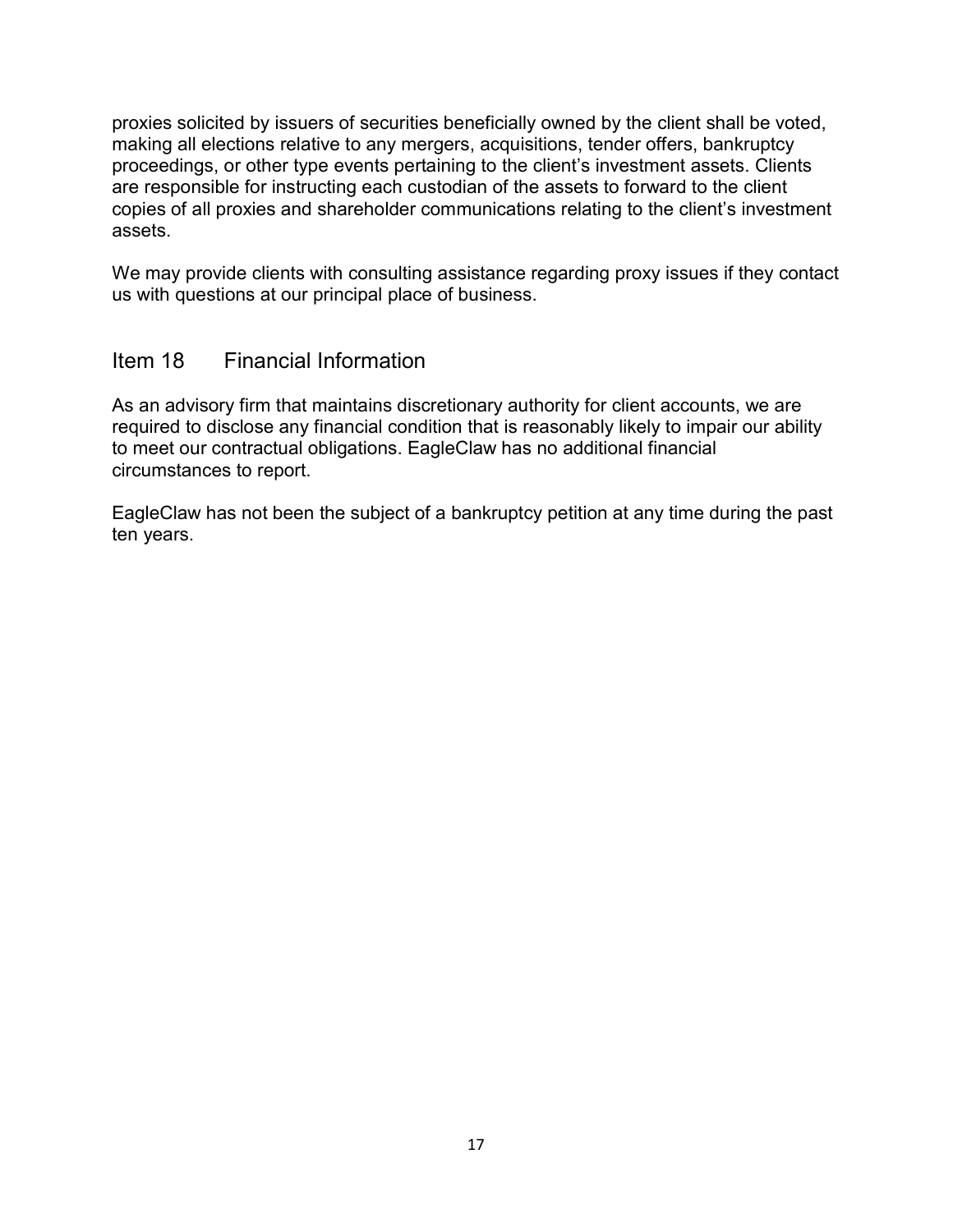proxies solicited by issuers of securities beneficially owned by the client shall be voted, making all elections relative to any mergers, acquisitions, tender offers, bankruptcy proceedings, or other type events pertaining to the client's investment assets. Clients are responsible for instructing each custodian of the assets to forward to the client copies of all proxies and shareholder communications relating to the client's investment assets.

We may provide clients with consulting assistance regarding proxy issues if they contact us with questions at our principal place of business.

## Item 18 Financial Information

As an advisory firm that maintains discretionary authority for client accounts, we are required to disclose any financial condition that is reasonably likely to impair our ability to meet our contractual obligations. EagleClaw has no additional financial circumstances to report.

EagleClaw has not been the subject of a bankruptcy petition at any time during the past ten years.